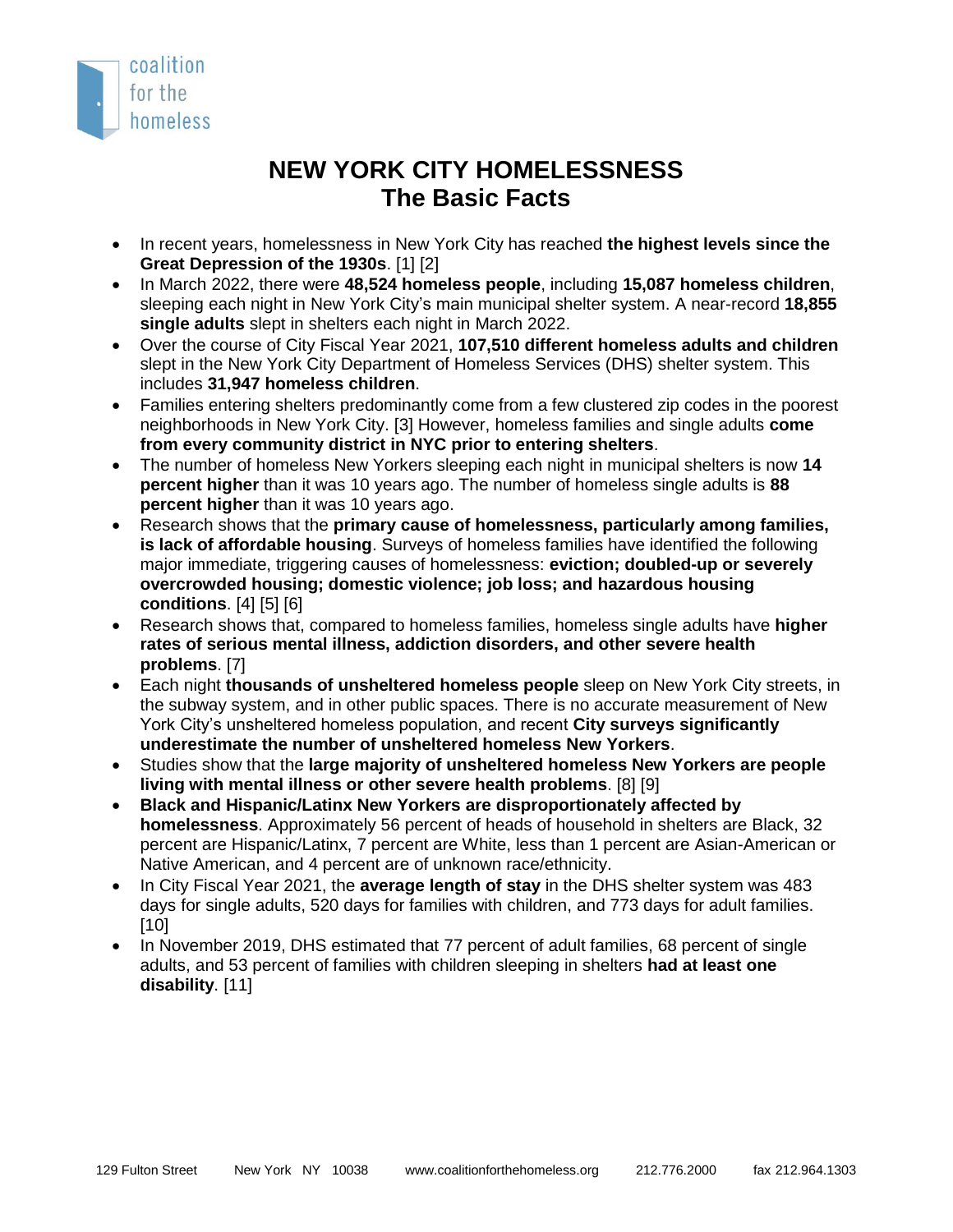coalition for the homeless

# NEW YORK CITY HOMELESSNESS
## The Basic Facts

- In recent years, homelessness in New York City has reached **the highest levels since the Great Depression of the 1930s**. [1] [2]
- In March 2022, there were **48,524 homeless people**, including **15,087 homeless children**, sleeping each night in New York City's main municipal shelter system. A near-record **18,855 single adults** slept in shelters each night in March 2022.
- Over the course of City Fiscal Year 2021, **107,510 different homeless adults and children** slept in the New York City Department of Homeless Services (DHS) shelter system. This includes **31,947 homeless children**.
- Families entering shelters predominantly come from a few clustered zip codes in the poorest neighborhoods in New York City. [3] However, homeless families and single adults **come from every community district in NYC prior to entering shelters**.
- The number of homeless New Yorkers sleeping each night in municipal shelters is now **14 percent higher** than it was 10 years ago. The number of homeless single adults is **88 percent higher** than it was 10 years ago.
- Research shows that the **primary cause of homelessness, particularly among families, is lack of affordable housing**. Surveys of homeless families have identified the following major immediate, triggering causes of homelessness: **eviction; doubled-up or severely overcrowded housing; domestic violence; job loss; and hazardous housing conditions**. [4] [5] [6]
- Research shows that, compared to homeless families, homeless single adults have **higher rates of serious mental illness, addiction disorders, and other severe health problems**. [7]
- Each night **thousands of unsheltered homeless people** sleep on New York City streets, in the subway system, and in other public spaces. There is no accurate measurement of New York City's unsheltered homeless population, and recent **City surveys significantly underestimate the number of unsheltered homeless New Yorkers**.
- Studies show that the **large majority of unsheltered homeless New Yorkers are people living with mental illness or other severe health problems**. [8] [9]
- **Black and Hispanic/Latinx New Yorkers are disproportionately affected by homelessness**. Approximately 56 percent of heads of household in shelters are Black, 32 percent are Hispanic/Latinx, 7 percent are White, less than 1 percent are Asian-American or Native American, and 4 percent are of unknown race/ethnicity.
- In City Fiscal Year 2021, the **average length of stay** in the DHS shelter system was 483 days for single adults, 520 days for families with children, and 773 days for adult families. [10]
- In November 2019, DHS estimated that 77 percent of adult families, 68 percent of single adults, and 53 percent of families with children sleeping in shelters **had at least one disability**. [11]

129 Fulton Street New York NY 10038 www.coalitionforthehomeless.org 212.776.2000 fax 212.964.1303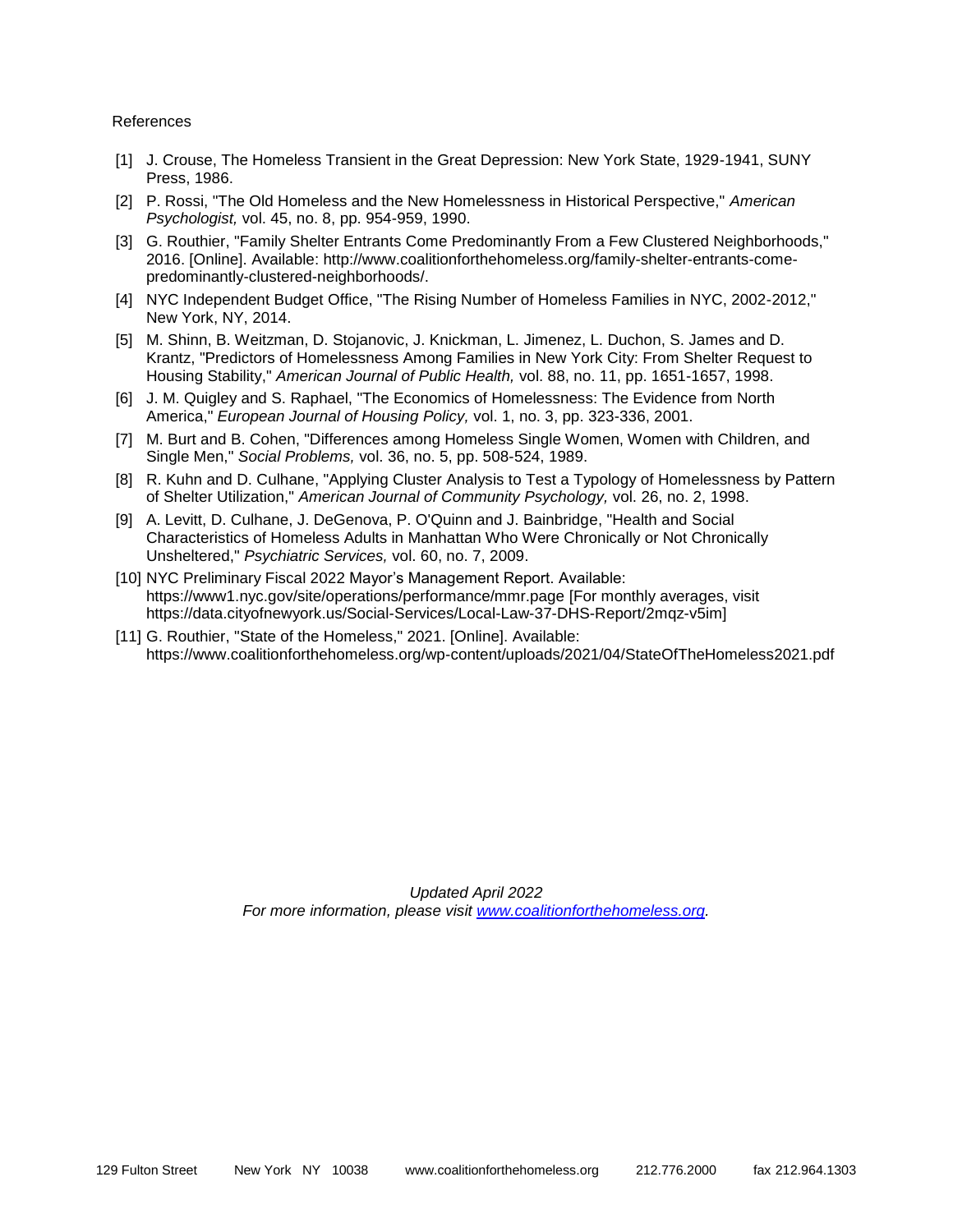References

[1] J. Crouse, The Homeless Transient in the Great Depression: New York State, 1929-1941, SUNY Press, 1986.

[2] P. Rossi, "The Old Homeless and the New Homelessness in Historical Perspective," *American Psychologist,* vol. 45, no. 8, pp. 954-959, 1990.

[3] G. Routhier, "Family Shelter Entrants Come Predominantly From a Few Clustered Neighborhoods," 2016. [Online]. Available: http://www.coalitionforthehomeless.org/family-shelter-entrants-come-predominantly-clustered-neighborhoods/.

[4] NYC Independent Budget Office, "The Rising Number of Homeless Families in NYC, 2002-2012," New York, NY, 2014.

[5] M. Shinn, B. Weitzman, D. Stojanovic, J. Knickman, L. Jimenez, L. Duchon, S. James and D. Krantz, "Predictors of Homelessness Among Families in New York City: From Shelter Request to Housing Stability," *American Journal of Public Health,* vol. 88, no. 11, pp. 1651-1657, 1998.

[6] J. M. Quigley and S. Raphael, "The Economics of Homelessness: The Evidence from North America," *European Journal of Housing Policy,* vol. 1, no. 3, pp. 323-336, 2001.

[7] M. Burt and B. Cohen, "Differences among Homeless Single Women, Women with Children, and Single Men," *Social Problems,* vol. 36, no. 5, pp. 508-524, 1989.

[8] R. Kuhn and D. Culhane, "Applying Cluster Analysis to Test a Typology of Homelessness by Pattern of Shelter Utilization," *American Journal of Community Psychology,* vol. 26, no. 2, 1998.

[9] A. Levitt, D. Culhane, J. DeGenova, P. O'Quinn and J. Bainbridge, "Health and Social Characteristics of Homeless Adults in Manhattan Who Were Chronically or Not Chronically Unsheltered," *Psychiatric Services,* vol. 60, no. 7, 2009.

[10] NYC Preliminary Fiscal 2022 Mayor's Management Report. Available: https://www1.nyc.gov/site/operations/performance/mmr.page [For monthly averages, visit https://data.cityofnewyork.us/Social-Services/Local-Law-37-DHS-Report/2mqz-v5im]

[11] G. Routhier, "State of the Homeless," 2021. [Online]. Available: https://www.coalitionforthehomeless.org/wp-content/uploads/2021/04/StateOfTheHomeless2021.pdf

*Updated April 2022*
*For more information, please visit [www.coalitionforthehomeless.org](www.coalitionforthehomeless.org).*

129 Fulton Street New York NY 10038 www.coalitionforthehomeless.org 212.776.2000 fax 212.964.1303